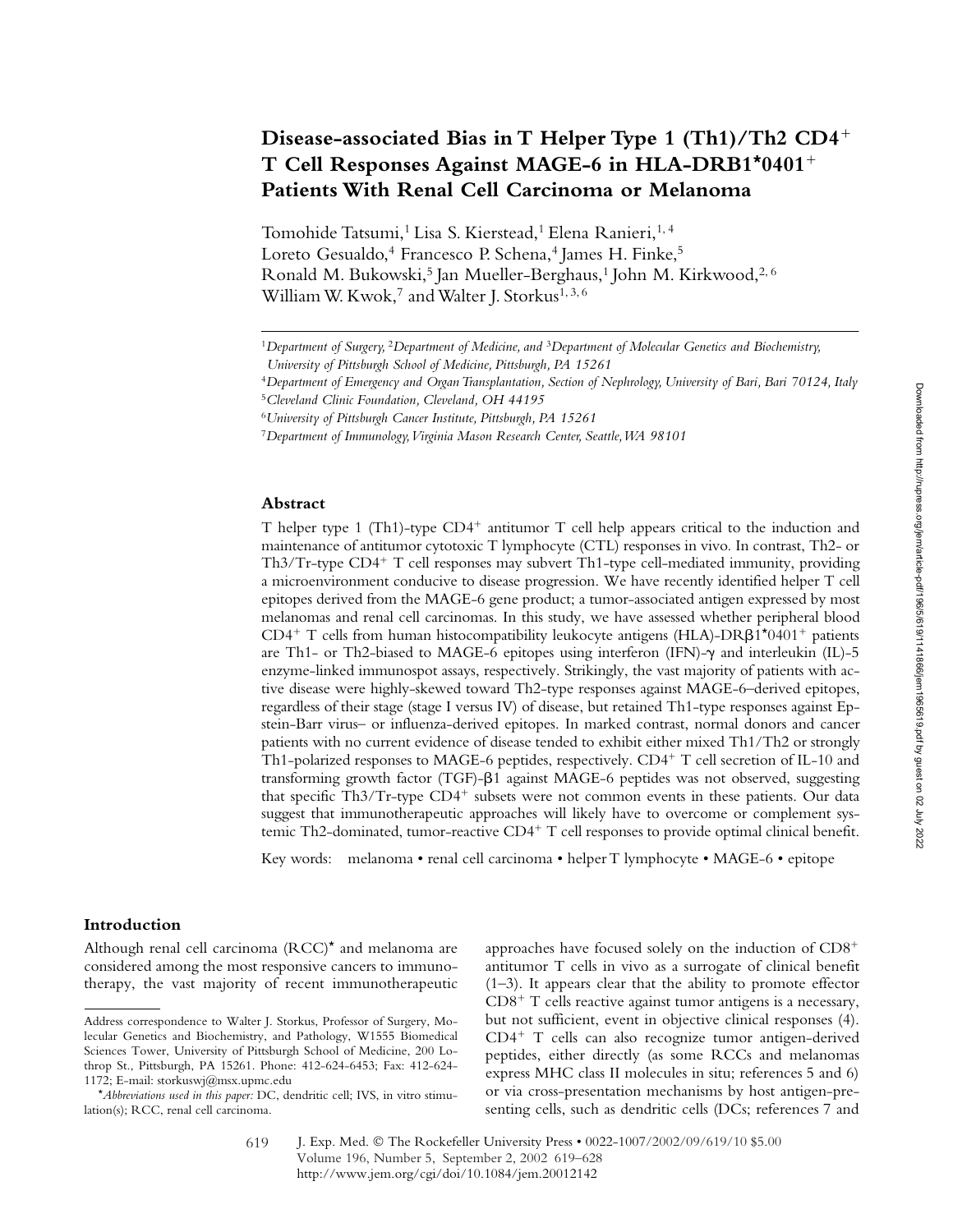# Disease-associated Bias in T Helper Type 1 (Th1)/Th2 CD4$^+$ T Cell Responses Against MAGE-6 in HLA-DRB1*0401$^+$ Patients With Renal Cell Carcinoma or Melanoma

Tomohide Tatsumi,[1] Lisa S. Kierstead,[1] Elena Ranieri,[1,4] Loreto Gesualdo,[4] Francesco P. Schena,[4] James H. Finke,[5] Ronald M. Bukowski,[5] Jan Mueller-Berghaus,[1] John M. Kirkwood,[2,6] William W. Kwok,[7] and Walter J. Storkus[1,3,6]

[1]*Department of Surgery,* [2]*Department of Medicine, and* [3]*Department of Molecular Genetics and Biochemistry, University of Pittsburgh School of Medicine, Pittsburgh, PA 15261*

[4]*Department of Emergency and Organ Transplantation, Section of Nephrology, University of Bari, Bari 70124, Italy*

[5]*Cleveland Clinic Foundation, Cleveland, OH 44195*

[6]*University of Pittsburgh Cancer Institute, Pittsburgh, PA 15261*

[7]*Department of Immunology, Virginia Mason Research Center, Seattle, WA 98101*

## Abstract

T helper type 1 (Th1)-type CD4$^+$ antitumor T cell help appears critical to the induction and maintenance of antitumor cytotoxic T lymphocyte (CTL) responses in vivo. In contrast, Th2- or Th3/Tr-type CD4$^+$ T cell responses may subvert Th1-type cell-mediated immunity, providing a microenvironment conducive to disease progression. We have recently identified helper T cell epitopes derived from the MAGE-6 gene product; a tumor-associated antigen expressed by most melanomas and renal cell carcinomas. In this study, we have assessed whether peripheral blood CD4$^+$ T cells from human histocompatibility leukocyte antigens (HLA)-DRβ1*0401$^+$ patients are Th1- or Th2-biased to MAGE-6 epitopes using interferon (IFN)-γ and interleukin (IL)-5 enzyme-linked immunospot assays, respectively. Strikingly, the vast majority of patients with active disease were highly-skewed toward Th2-type responses against MAGE-6–derived epitopes, regardless of their stage (stage I versus IV) of disease, but retained Th1-type responses against Epstein-Barr virus– or influenza-derived epitopes. In marked contrast, normal donors and cancer patients with no current evidence of disease tended to exhibit either mixed Th1/Th2 or strongly Th1-polarized responses to MAGE-6 peptides, respectively. CD4$^+$ T cell secretion of IL-10 and transforming growth factor (TGF)-β1 against MAGE-6 peptides was not observed, suggesting that specific Th3/Tr-type CD4$^+$ subsets were not common events in these patients. Our data suggest that immunotherapeutic approaches will likely have to overcome or complement systemic Th2-dominated, tumor-reactive CD4$^+$ T cell responses to provide optimal clinical benefit.

Key words: melanoma • renal cell carcinoma • helper T lymphocyte • MAGE-6 • epitope

## Introduction

Although renal cell carcinoma (RCC)* and melanoma are considered among the most responsive cancers to immunotherapy, the vast majority of recent immunotherapeutic approaches have focused solely on the induction of CD8$^+$ antitumor T cells in vivo as a surrogate of clinical benefit (1–3). It appears clear that the ability to promote effector CD8$^+$ T cells reactive against tumor antigens is a necessary, but not sufficient, event in objective clinical responses (4). CD4$^+$ T cells can also recognize tumor antigen-derived peptides, either directly (as some RCCs and melanomas express MHC class II molecules in situ; references 5 and 6) or via cross-presentation mechanisms by host antigen-presenting cells, such as dendritic cells (DCs; references 7 and

Address correspondence to Walter J. Storkus, Professor of Surgery, Molecular Genetics and Biochemistry, and Pathology, W1555 Biomedical Sciences Tower, University of Pittsburgh School of Medicine, 200 Lothrop St., Pittsburgh, PA 15261. Phone: 412-624-6453; Fax: 412-624-1172; E-mail: storkuswj@msx.upmc.edu

*Abbreviations used in this paper:* DC, dendritic cell; IVS, in vitro stimulation(s); RCC, renal cell carcinoma.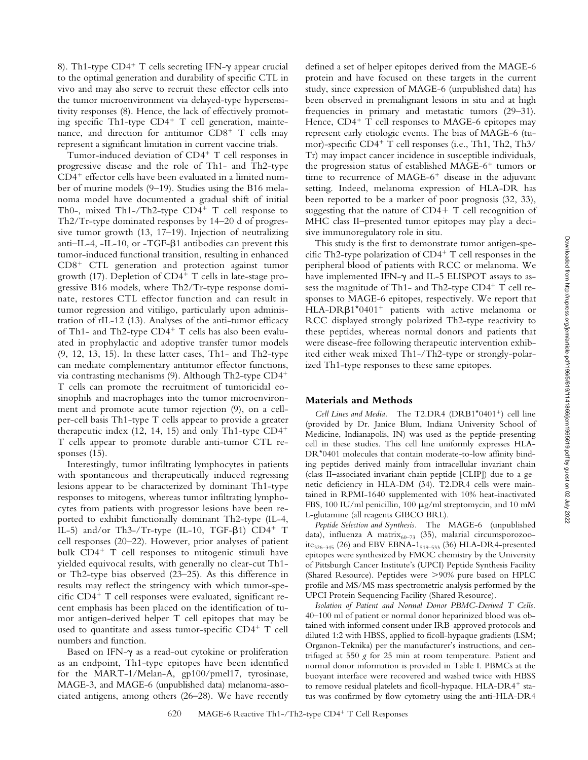8). Th1-type CD4+ T cells secreting IFN-γ appear crucial to the optimal generation and durability of specific CTL in vivo and may also serve to recruit these effector cells into the tumor microenvironment via delayed-type hypersensitivity responses (8). Hence, the lack of effectively promoting specific Th1-type CD4+ T cell generation, maintenance, and direction for antitumor CD8+ T cells may represent a significant limitation in current vaccine trials.

Tumor-induced deviation of CD4+ T cell responses in progressive disease and the role of Th1- and Th2-type CD4+ effector cells have been evaluated in a limited number of murine models (9–19). Studies using the B16 melanoma model have documented a gradual shift of initial Th0-, mixed Th1-/Th2-type CD4+ T cell response to Th2/Tr-type dominated responses by 14–20 d of progressive tumor growth (13, 17–19). Injection of neutralizing anti–IL-4, -IL-10, or -TGF-β1 antibodies can prevent this tumor-induced functional transition, resulting in enhanced CD8+ CTL generation and protection against tumor growth (17). Depletion of CD4+ T cells in late-stage progressive B16 models, where Th2/Tr-type response dominate, restores CTL effector function and can result in tumor regression and vitiligo, particularly upon administration of rIL-12 (13). Analyses of the anti-tumor efficacy of Th1- and Th2-type CD4+ T cells has also been evaluated in prophylactic and adoptive transfer tumor models (9, 12, 13, 15). In these latter cases, Th1- and Th2-type can mediate complementary antitumor effector functions, via contrasting mechanisms (9). Although Th2-type CD4+ T cells can promote the recruitment of tumoricidal eosinophils and macrophages into the tumor microenvironment and promote acute tumor rejection (9), on a cell-per-cell basis Th1-type T cells appear to provide a greater therapeutic index (12, 14, 15) and only Th1-type CD4+ T cells appear to promote durable anti-tumor CTL responses (15).

Interestingly, tumor infiltrating lymphocytes in patients with spontaneous and therapeutically induced regressing lesions appear to be characterized by dominant Th1-type responses to mitogens, whereas tumor infiltrating lymphocytes from patients with progressor lesions have been reported to exhibit functionally dominant Th2-type (IL-4, IL-5) and/or Th3-/Tr-type (IL-10, TGF-β1) CD4+ T cell responses (20–22). However, prior analyses of patient bulk CD4+ T cell responses to mitogenic stimuli have yielded equivocal results, with generally no clear-cut Th1- or Th2-type bias observed (23–25). As this difference in results may reflect the stringency with which tumor-specific CD4+ T cell responses were evaluated, significant recent emphasis has been placed on the identification of tumor antigen-derived helper T cell epitopes that may be used to quantitate and assess tumor-specific CD4+ T cell numbers and function.

Based on IFN-γ as a read-out cytokine or proliferation as an endpoint, Th1-type epitopes have been identified for the MART-1/Melan-A, gp100/pmel17, tyrosinase, MAGE-3, and MAGE-6 (unpublished data) melanoma-associated antigens, among others (26–28). We have recently defined a set of helper epitopes derived from the MAGE-6 protein and have focused on these targets in the current study, since expression of MAGE-6 (unpublished data) has been observed in premalignant lesions in situ and at high frequencies in primary and metastatic tumors (29–31). Hence, CD4+ T cell responses to MAGE-6 epitopes may represent early etiologic events. The bias of MAGE-6 (tumor)-specific CD4+ T cell responses (i.e., Th1, Th2, Th3/Tr) may impact cancer incidence in susceptible individuals, the progression status of established MAGE-6+ tumors or time to recurrence of MAGE-6+ disease in the adjuvant setting. Indeed, melanoma expression of HLA-DR has been reported to be a marker of poor prognosis (32, 33), suggesting that the nature of CD4+ T cell recognition of MHC class II–presented tumor epitopes may play a decisive immunoregulatory role in situ.

This study is the first to demonstrate tumor antigen-specific Th2-type polarization of CD4+ T cell responses in the peripheral blood of patients with RCC or melanoma. We have implemented IFN-γ and IL-5 ELISPOT assays to assess the magnitude of Th1- and Th2-type CD4+ T cell responses to MAGE-6 epitopes, respectively. We report that HLA-DRβ1*0401+ patients with active melanoma or RCC displayed strongly polarized Th2-type reactivity to these peptides, whereas normal donors and patients that were disease-free following therapeutic intervention exhibited either weak mixed Th1-/Th2-type or strongly-polarized Th1-type responses to these same epitopes.

## Materials and Methods

*Cell Lines and Media.* The T2.DR4 (DRB1*0401+) cell line (provided by Dr. Janice Blum, Indiana University School of Medicine, Indianapolis, IN) was used as the peptide-presenting cell in these studies. This cell line uniformly expresses HLA-DR*0401 molecules that contain moderate-to-low affinity binding peptides derived mainly from intracellular invariant chain (class II–associated invariant chain peptide [CLIP]) due to a genetic deficiency in HLA-DM (34). T2.DR4 cells were maintained in RPMI-1640 supplemented with 10% heat-inactivated FBS, 100 IU/ml penicillin, 100 μg/ml streptomycin, and 10 mM L-glutamine (all reagents GIBCO BRL).

*Peptide Selection and Synthesis.* The MAGE-6 (unpublished data), influenza A matrix$_{60–73}$ (35), malarial circumsporozoite$_{326–345}$ (26) and EBV EBNA-1$_{519–533}$ (36) HLA-DR4-presented epitopes were synthesized by FMOC chemistry by the University of Pittsburgh Cancer Institute's (UPCI) Peptide Synthesis Facility (Shared Resource). Peptides were >90% pure based on HPLC profile and MS/MS mass spectrometric analysis performed by the UPCI Protein Sequencing Facility (Shared Resource).

*Isolation of Patient and Normal Donor PBMC-Derived T Cells.* 40–100 ml of patient or normal donor heparinized blood was obtained with informed consent under IRB-approved protocols and diluted 1:2 with HBSS, applied to ficoll-hypaque gradients (LSM; Organon-Teknika) per the manufacturer's instructions, and centrifuged at 550 *g* for 25 min at room temperature. Patient and normal donor information is provided in Table I. PBMCs at the buoyant interface were recovered and washed twice with HBSS to remove residual platelets and ficoll-hypaque. HLA-DR4+ status was confirmed by flow cytometry using the anti-HLA-DR4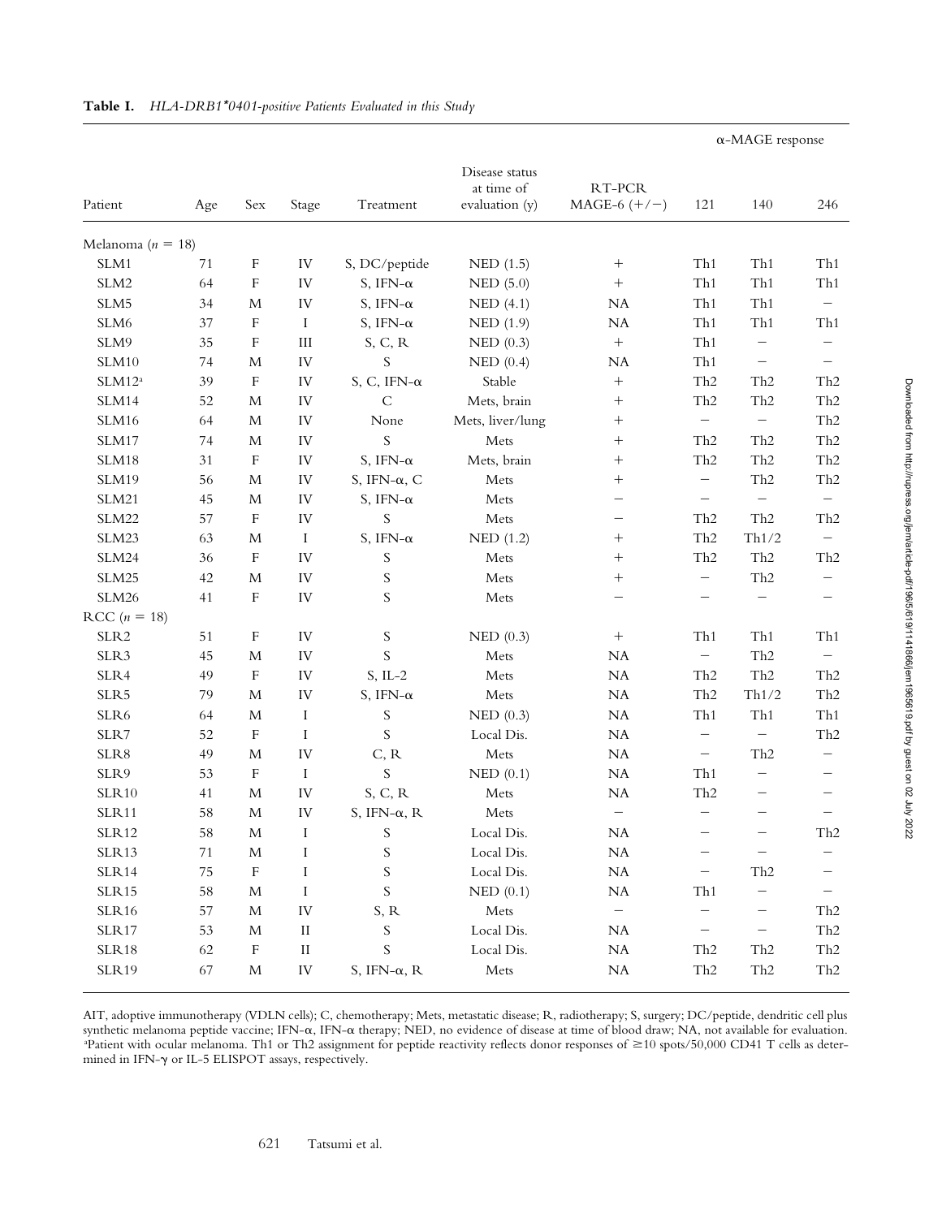**Table I.** *HLA-DRB1*0401-positive Patients Evaluated in this Study*

| Patient | Age | Sex | Stage | Treatment | Disease status at time of evaluation (y) | RT-PCR MAGE-6 (+/−) | α-MAGE response 121 | 140 | 246 |
|---|---|---|---|---|---|---|---|---|---|
| Melanoma ($n$ = 18) | | | | | | | | | |
| SLM1 | 71 | F | IV | S, DC/peptide | NED (1.5) | + | Th1 | Th1 | Th1 |
| SLM2 | 64 | F | IV | S, IFN-α | NED (5.0) | + | Th1 | Th1 | Th1 |
| SLM5 | 34 | M | IV | S, IFN-α | NED (4.1) | NA | Th1 | Th1 | − |
| SLM6 | 37 | F | I | S, IFN-α | NED (1.9) | NA | Th1 | Th1 | Th1 |
| SLM9 | 35 | F | III | S, C, R | NED (0.3) | + | Th1 | − | − |
| SLM10 | 74 | M | IV | S | NED (0.4) | NA | Th1 | − | − |
| SLM12[a] | 39 | F | IV | S, C, IFN-α | Stable | + | Th2 | Th2 | Th2 |
| SLM14 | 52 | M | IV | C | Mets, brain | + | Th2 | Th2 | Th2 |
| SLM16 | 64 | M | IV | None | Mets, liver/lung | + | − | − | Th2 |
| SLM17 | 74 | M | IV | S | Mets | + | Th2 | Th2 | Th2 |
| SLM18 | 31 | F | IV | S, IFN-α | Mets, brain | + | Th2 | Th2 | Th2 |
| SLM19 | 56 | M | IV | S, IFN-α, C | Mets | + | − | Th2 | Th2 |
| SLM21 | 45 | M | IV | S, IFN-α | Mets | − | − | − | − |
| SLM22 | 57 | F | IV | S | Mets | − | Th2 | Th2 | Th2 |
| SLM23 | 63 | M | I | S, IFN-α | NED (1.2) | + | Th2 | Th1/2 | − |
| SLM24 | 36 | F | IV | S | Mets | + | Th2 | Th2 | Th2 |
| SLM25 | 42 | M | IV | S | Mets | + | − | Th2 | − |
| SLM26 | 41 | F | IV | S | Mets | − | − | − | − |
| RCC ($n$ = 18) | | | | | | | | | |
| SLR2 | 51 | F | IV | S | NED (0.3) | + | Th1 | Th1 | Th1 |
| SLR3 | 45 | M | IV | S | Mets | NA | − | Th2 | − |
| SLR4 | 49 | F | IV | S, IL-2 | Mets | NA | Th2 | Th2 | Th2 |
| SLR5 | 79 | M | IV | S, IFN-α | Mets | NA | Th2 | Th1/2 | Th2 |
| SLR6 | 64 | M | I | S | NED (0.3) | NA | Th1 | Th1 | Th1 |
| SLR7 | 52 | F | I | S | Local Dis. | NA | − | − | Th2 |
| SLR8 | 49 | M | IV | C, R | Mets | NA | − | Th2 | − |
| SLR9 | 53 | F | I | S | NED (0.1) | NA | Th1 | − | − |
| SLR10 | 41 | M | IV | S, C, R | Mets | NA | Th2 | − | − |
| SLR11 | 58 | M | IV | S, IFN-α, R | Mets | − | − | − | − |
| SLR12 | 58 | M | I | S | Local Dis. | NA | − | − | Th2 |
| SLR13 | 71 | M | I | S | Local Dis. | NA | − | − | − |
| SLR14 | 75 | F | I | S | Local Dis. | NA | − | Th2 | − |
| SLR15 | 58 | M | I | S | NED (0.1) | NA | Th1 | − | − |
| SLR16 | 57 | M | IV | S, R | Mets | − | − | − | Th2 |
| SLR17 | 53 | M | II | S | Local Dis. | NA | − | − | Th2 |
| SLR18 | 62 | F | II | S | Local Dis. | NA | Th2 | Th2 | Th2 |
| SLR19 | 67 | M | IV | S, IFN-α, R | Mets | NA | Th2 | Th2 | Th2 |

AIT, adoptive immunotherapy (VDLN cells); C, chemotherapy; Mets, metastatic disease; R, radiotherapy; S, surgery; DC/peptide, dendritic cell plus synthetic melanoma peptide vaccine; IFN-α, IFN-α therapy; NED, no evidence of disease at time of blood draw; NA, not available for evaluation.
[a]Patient with ocular melanoma. Th1 or Th2 assignment for peptide reactivity reflects donor responses of ≥10 spots/50,000 CD41 T cells as determined in IFN-γ or IL-5 ELISPOT assays, respectively.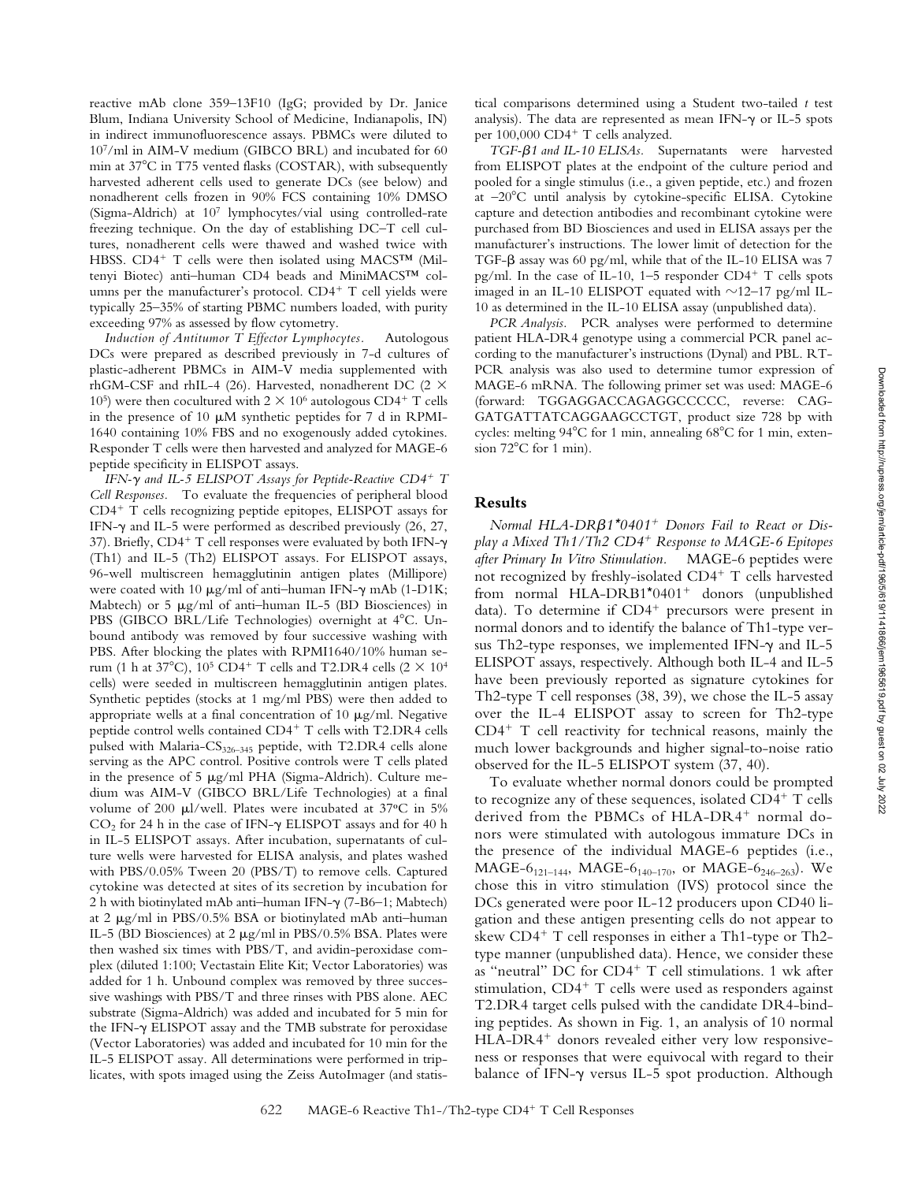reactive mAb clone 359–13F10 (IgG; provided by Dr. Janice Blum, Indiana University School of Medicine, Indianapolis, IN) in indirect immunofluorescence assays. PBMCs were diluted to $10^7$/ml in AIM-V medium (GIBCO BRL) and incubated for 60 min at 37°C in T75 vented flasks (COSTAR), with subsequently harvested adherent cells used to generate DCs (see below) and nonadherent cells frozen in 90% FCS containing 10% DMSO (Sigma-Aldrich) at $10^7$ lymphocytes/vial using controlled-rate freezing technique. On the day of establishing DC–T cell cultures, nonadherent cells were thawed and washed twice with HBSS. $CD4^+$ T cells were then isolated using MACS™ (Miltenyi Biotec) anti–human CD4 beads and MiniMACS™ columns per the manufacturer's protocol. $CD4^+$ T cell yields were typically 25–35% of starting PBMC numbers loaded, with purity exceeding 97% as assessed by flow cytometry.

*Induction of Antitumor T Effector Lymphocytes.* Autologous DCs were prepared as described previously in 7-d cultures of plastic-adherent PBMCs in AIM-V media supplemented with rhGM-CSF and rhIL-4 (26). Harvested, nonadherent DC ($2 \times 10^5$) were then cocultured with $2 \times 10^6$ autologous $CD4^+$ T cells in the presence of 10 μM synthetic peptides for 7 d in RPMI-1640 containing 10% FBS and no exogenously added cytokines. Responder T cells were then harvested and analyzed for MAGE-6 peptide specificity in ELISPOT assays.

*IFN-γ and IL-5 ELISPOT Assays for Peptide-Reactive $CD4^+$ T Cell Responses.* To evaluate the frequencies of peripheral blood $CD4^+$ T cells recognizing peptide epitopes, ELISPOT assays for IFN-γ and IL-5 were performed as described previously (26, 27, 37). Briefly, $CD4^+$ T cell responses were evaluated by both IFN-γ (Th1) and IL-5 (Th2) ELISPOT assays. For ELISPOT assays, 96-well multiscreen hemagglutinin antigen plates (Millipore) were coated with 10 μg/ml of anti–human IFN-γ mAb (1-D1K; Mabtech) or 5 μg/ml of anti–human IL-5 (BD Biosciences) in PBS (GIBCO BRL/Life Technologies) overnight at 4°C. Unbound antibody was removed by four successive washing with PBS. After blocking the plates with RPMI1640/10% human serum (1 h at 37°C), $10^5$ $CD4^+$ T cells and T2.DR4 cells ($2 \times 10^4$ cells) were seeded in multiscreen hemagglutinin antigen plates. Synthetic peptides (stocks at 1 mg/ml PBS) were then added to appropriate wells at a final concentration of 10 μg/ml. Negative peptide control wells contained $CD4^+$ T cells with T2.DR4 cells pulsed with Malaria-$CS_{326-345}$ peptide, with T2.DR4 cells alone serving as the APC control. Positive controls were T cells plated in the presence of 5 μg/ml PHA (Sigma-Aldrich). Culture medium was AIM-V (GIBCO BRL/Life Technologies) at a final volume of 200 μl/well. Plates were incubated at 37°C in 5% $CO_2$ for 24 h in the case of IFN-γ ELISPOT assays and for 40 h in IL-5 ELISPOT assays. After incubation, supernatants of culture wells were harvested for ELISA analysis, and plates washed with PBS/0.05% Tween 20 (PBS/T) to remove cells. Captured cytokine was detected at sites of its secretion by incubation for 2 h with biotinylated mAb anti–human IFN-γ (7-B6–1; Mabtech) at 2 μg/ml in PBS/0.5% BSA or biotinylated mAb anti–human IL-5 (BD Biosciences) at 2 μg/ml in PBS/0.5% BSA. Plates were then washed six times with PBS/T, and avidin-peroxidase complex (diluted 1:100; Vectastain Elite Kit; Vector Laboratories) was added for 1 h. Unbound complex was removed by three successive washings with PBS/T and three rinses with PBS alone. AEC substrate (Sigma-Aldrich) was added and incubated for 5 min for the IFN-γ ELISPOT assay and the TMB substrate for peroxidase (Vector Laboratories) was added and incubated for 10 min for the IL-5 ELISPOT assay. All determinations were performed in triplicates, with spots imaged using the Zeiss AutoImager (and statistical comparisons determined using a Student two-tailed *t* test analysis). The data are represented as mean IFN-γ or IL-5 spots per 100,000 $CD4^+$ T cells analyzed.

*TGF-β1 and IL-10 ELISAs.* Supernatants were harvested from ELISPOT plates at the endpoint of the culture period and pooled for a single stimulus (i.e., a given peptide, etc.) and frozen at −20°C until analysis by cytokine-specific ELISA. Cytokine capture and detection antibodies and recombinant cytokine were purchased from BD Biosciences and used in ELISA assays per the manufacturer's instructions. The lower limit of detection for the TGF-β assay was 60 pg/ml, while that of the IL-10 ELISA was 7 pg/ml. In the case of IL-10, 1–5 responder $CD4^+$ T cells spots imaged in an IL-10 ELISPOT equated with ~12–17 pg/ml IL-10 as determined in the IL-10 ELISA assay (unpublished data).

*PCR Analysis.* PCR analyses were performed to determine patient HLA-DR4 genotype using a commercial PCR panel according to the manufacturer's instructions (Dynal) and PBL. RT-PCR analysis was also used to determine tumor expression of MAGE-6 mRNA. The following primer set was used: MAGE-6 (forward: TGGAGGACCAGAGGCCCCC, reverse: CAGGATGATTATCAGGAAGCCTGT, product size 728 bp with cycles: melting 94°C for 1 min, annealing 68°C for 1 min, extension 72°C for 1 min).

## Results

*Normal HLA-DRβ1\*0401$^+$ Donors Fail to React or Display a Mixed Th1/Th2 $CD4^+$ Response to MAGE-6 Epitopes after Primary In Vitro Stimulation.* MAGE-6 peptides were not recognized by freshly-isolated $CD4^+$ T cells harvested from normal HLA-DRB1\*0401$^+$ donors (unpublished data). To determine if $CD4^+$ precursors were present in normal donors and to identify the balance of Th1-type versus Th2-type responses, we implemented IFN-γ and IL-5 ELISPOT assays, respectively. Although both IL-4 and IL-5 have been previously reported as signature cytokines for Th2-type T cell responses (38, 39), we chose the IL-5 assay over the IL-4 ELISPOT assay to screen for Th2-type $CD4^+$ T cell reactivity for technical reasons, mainly the much lower backgrounds and higher signal-to-noise ratio observed for the IL-5 ELISPOT system (37, 40).

To evaluate whether normal donors could be prompted to recognize any of these sequences, isolated $CD4^+$ T cells derived from the PBMCs of HLA-DR4$^+$ normal donors were stimulated with autologous immature DCs in the presence of the individual MAGE-6 peptides (i.e., MAGE-$6_{121-144}$, MAGE-$6_{140-170}$, or MAGE-$6_{246-263}$). We chose this in vitro stimulation (IVS) protocol since the DCs generated were poor IL-12 producers upon CD40 ligation and these antigen presenting cells do not appear to skew $CD4^+$ T cell responses in either a Th1-type or Th2-type manner (unpublished data). Hence, we consider these as "neutral" DC for $CD4^+$ T cell stimulations. 1 wk after stimulation, $CD4^+$ T cells were used as responders against T2.DR4 target cells pulsed with the candidate DR4-binding peptides. As shown in Fig. 1, an analysis of 10 normal HLA-DR4$^+$ donors revealed either very low responsiveness or responses that were equivocal with regard to their balance of IFN-γ versus IL-5 spot production. Although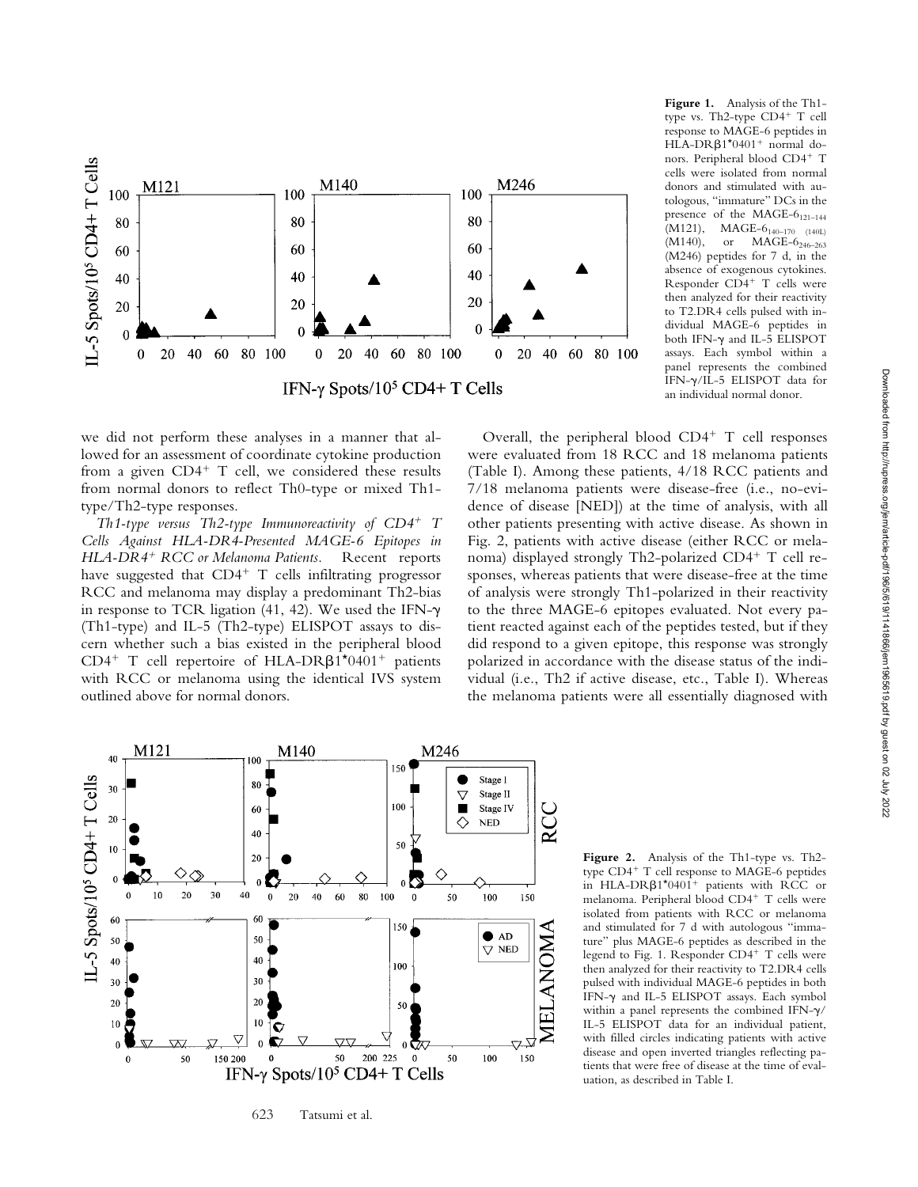M121

M140

M246

IL-5 Spots/$10^5$ CD4+ T Cells

100
80
60
40
20
0

0 20 40 60 80 100

IFN-γ Spots/$10^5$ CD4+ T Cells

**Figure 1.** Analysis of the Th1-type vs. Th2-type $CD4^+$ T cell response to MAGE-6 peptides in HLA-DRβ1*0401+ normal donors. Peripheral blood $CD4^+$ T cells were isolated from normal donors and stimulated with autologous, "immature" DCs in the presence of the MAGE-$6_{121–144}$ (M121), MAGE-$6_{140–170\ (140L)}$ (M140), or MAGE-$6_{246–263}$ (M246) peptides for 7 d, in the absence of exogenous cytokines. Responder $CD4^+$ T cells were then analyzed for their reactivity to T2.DR4 cells pulsed with individual MAGE-6 peptides in both IFN-γ and IL-5 ELISPOT assays. Each symbol within a panel represents the combined IFN-γ/IL-5 ELISPOT data for an individual normal donor.

we did not perform these analyses in a manner that allowed for an assessment of coordinate cytokine production from a given $CD4^+$ T cell, we considered these results from normal donors to reflect Th0-type or mixed Th1-type/Th2-type responses.

*Th1-type versus Th2-type Immunoreactivity of $CD4^+$ T Cells Against HLA-DR4-Presented MAGE-6 Epitopes in HLA-DR4+ RCC or Melanoma Patients.* Recent reports have suggested that $CD4^+$ T cells infiltrating progressor RCC and melanoma may display a predominant Th2-bias in response to TCR ligation (41, 42). We used the IFN-γ (Th1-type) and IL-5 (Th2-type) ELISPOT assays to discern whether such a bias existed in the peripheral blood $CD4^+$ T cell repertoire of HLA-DRβ1*0401+ patients with RCC or melanoma using the identical IVS system outlined above for normal donors.

Overall, the peripheral blood $CD4^+$ T cell responses were evaluated from 18 RCC and 18 melanoma patients (Table I). Among these patients, 4/18 RCC patients and 7/18 melanoma patients were disease-free (i.e., no-evidence of disease [NED]) at the time of analysis, with all other patients presenting with active disease. As shown in Fig. 2, patients with active disease (either RCC or melanoma) displayed strongly Th2-polarized $CD4^+$ T cell responses, whereas patients that were disease-free at the time of analysis were strongly Th1-polarized in their reactivity to the three MAGE-6 epitopes evaluated. Not every patient reacted against each of the peptides tested, but if they did respond to a given epitope, this response was strongly polarized in accordance with the disease status of the individual (i.e., Th2 if active disease, etc., Table I). Whereas the melanoma patients were all essentially diagnosed with

M121

M140

M246

Stage I
Stage II
Stage IV
NED

RCC

AD
NED

MELANOMA

IL-5 Spots/$10^5$ CD4+ T Cells

IFN-γ Spots/$10^5$ CD4+ T Cells

**Figure 2.** Analysis of the Th1-type vs. Th2-type $CD4^+$ T cell response to MAGE-6 peptides in HLA-DRβ1*0401+ patients with RCC or melanoma. Peripheral blood $CD4^+$ T cells were isolated from patients with RCC or melanoma and stimulated for 7 d with autologous "immature" plus MAGE-6 peptides as described in the legend to Fig. 1. Responder $CD4^+$ T cells were then analyzed for their reactivity to T2.DR4 cells pulsed with individual MAGE-6 peptides in both IFN-γ and IL-5 ELISPOT assays. Each symbol within a panel represents the combined IFN-γ/IL-5 ELISPOT data for an individual patient, with filled circles indicating patients with active disease and open inverted triangles reflecting patients that were free of disease at the time of evaluation, as described in Table I.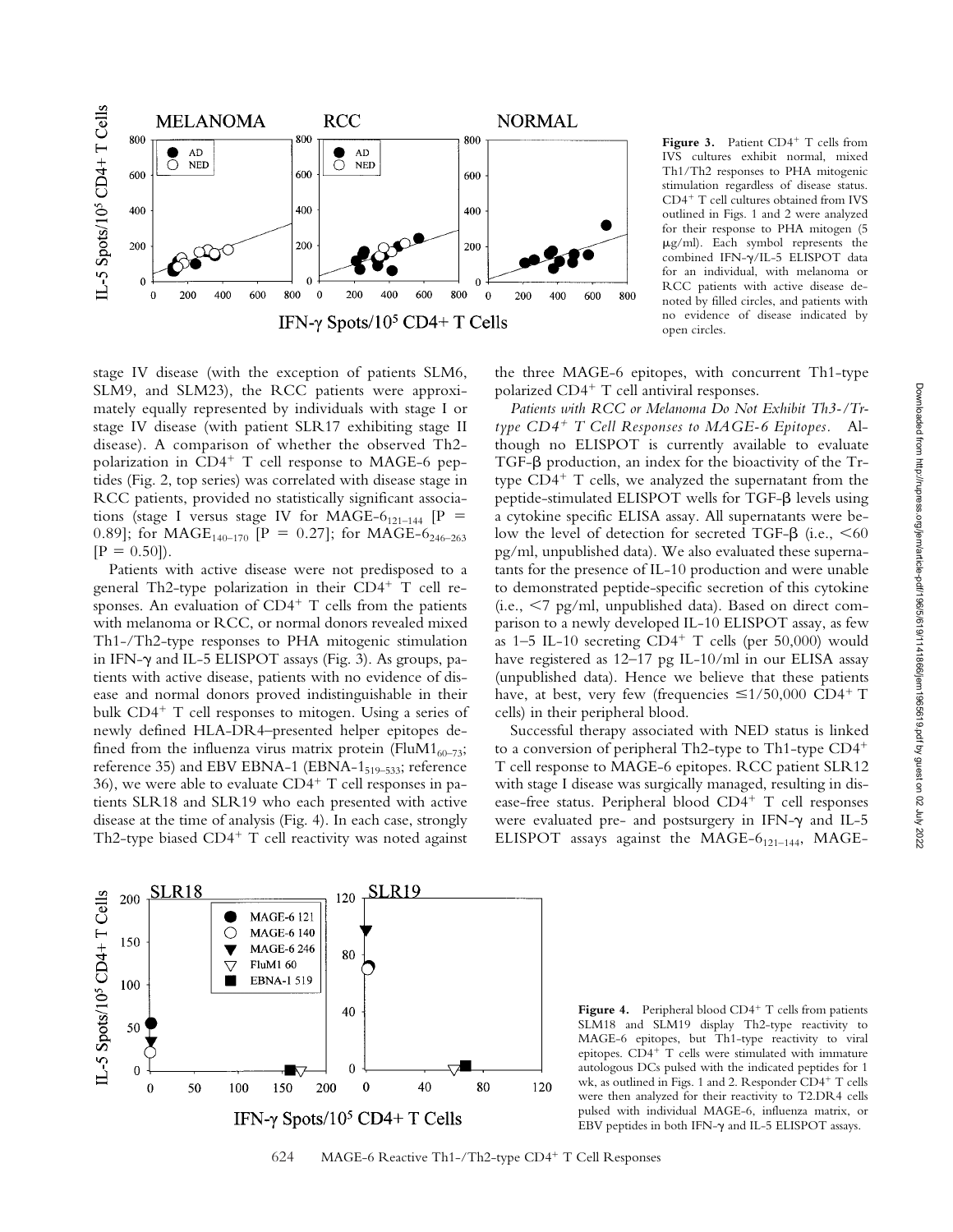MELANOMA

RCC

NORMAL

AD

NED

IL-5 Spots/$10^5$ CD4+ T Cells

IFN-γ Spots/$10^5$ CD4+ T Cells

800
600
400
200
0
0 200 400 600 800

**Figure 3.** Patient $CD4^+$ T cells from IVS cultures exhibit normal, mixed Th1/Th2 responses to PHA mitogenic stimulation regardless of disease status. $CD4^+$ T cell cultures obtained from IVS outlined in Figs. 1 and 2 were analyzed for their response to PHA mitogen (5 μg/ml). Each symbol represents the combined IFN-γ/IL-5 ELISPOT data for an individual, with melanoma or RCC patients with active disease denoted by filled circles, and patients with no evidence of disease indicated by open circles.

stage IV disease (with the exception of patients SLM6, SLM9, and SLM23), the RCC patients were approximately equally represented by individuals with stage I or stage IV disease (with patient SLR17 exhibiting stage II disease). A comparison of whether the observed Th2-polarization in $CD4^+$ T cell response to MAGE-6 peptides (Fig. 2, top series) was correlated with disease stage in RCC patients, provided no statistically significant associations (stage I versus stage IV for MAGE-$6_{121–144}$ [$P = 0.89$]; for $\text{MAGE}_{140–170}$ [$P = 0.27$]; for MAGE-$6_{246–263}$ [$P = 0.50$]).

Patients with active disease were not predisposed to a general Th2-type polarization in their $CD4^+$ T cell responses. An evaluation of $CD4^+$ T cells from the patients with melanoma or RCC, or normal donors revealed mixed Th1-/Th2-type responses to PHA mitogenic stimulation in IFN-γ and IL-5 ELISPOT assays (Fig. 3). As groups, patients with active disease, patients with no evidence of disease and normal donors proved indistinguishable in their bulk $CD4^+$ T cell responses to mitogen. Using a series of newly defined HLA-DR4–presented helper epitopes defined from the influenza virus matrix protein ($\text{FluM1}_{60–73}$; reference 35) and EBV EBNA-1 (EBNA-$1_{519–533}$; reference 36), we were able to evaluate $CD4^+$ T cell responses in patients SLR18 and SLR19 who each presented with active disease at the time of analysis (Fig. 4). In each case, strongly Th2-type biased $CD4^+$ T cell reactivity was noted against the three MAGE-6 epitopes, with concurrent Th1-type polarized $CD4^+$ T cell antiviral responses.

*Patients with RCC or Melanoma Do Not Exhibit Th3-/Tr-type $CD4^+$ T Cell Responses to MAGE-6 Epitopes.* Although no ELISPOT is currently available to evaluate TGF-β production, an index for the bioactivity of the Tr-type $CD4^+$ T cells, we analyzed the supernatant from the peptide-stimulated ELISPOT wells for TGF-β levels using a cytokine specific ELISA assay. All supernatants were below the level of detection for secreted TGF-β (i.e., <60 pg/ml, unpublished data). We also evaluated these supernatants for the presence of IL-10 production and were unable to demonstrated peptide-specific secretion of this cytokine (i.e., <7 pg/ml, unpublished data). Based on direct comparison to a newly developed IL-10 ELISPOT assay, as few as 1–5 IL-10 secreting $CD4^+$ T cells (per 50,000) would have registered as 12–17 pg IL-10/ml in our ELISA assay (unpublished data). Hence we believe that these patients have, at best, very few (frequencies ≤1/50,000 $CD4^+$ T cells) in their peripheral blood.

Successful therapy associated with NED status is linked to a conversion of peripheral Th2-type to Th1-type $CD4^+$ T cell response to MAGE-6 epitopes. RCC patient SLR12 with stage I disease was surgically managed, resulting in disease-free status. Peripheral blood $CD4^+$ T cell responses were evaluated pre- and postsurgery in IFN-γ and IL-5 ELISPOT assays against the MAGE-$6_{121–144}$, MAGE-

SLR18

SLR19

MAGE-6 121
MAGE-6 140
MAGE-6 246
FluM1 60
EBNA-1 519

IL-5 Spots/$10^5$ CD4+ T Cells

IFN-γ Spots/$10^5$ CD4+ T Cells

200
150
100
50
0
0 50 100 150 200

120
80
40
0
0 40 80 120

**Figure 4.** Peripheral blood $CD4^+$ T cells from patients SLM18 and SLM19 display Th2-type reactivity to MAGE-6 epitopes, but Th1-type reactivity to viral epitopes. $CD4^+$ T cells were stimulated with immature autologous DCs pulsed with the indicated peptides for 1 wk, as outlined in Figs. 1 and 2. Responder $CD4^+$ T cells were then analyzed for their reactivity to T2.DR4 cells pulsed with individual MAGE-6, influenza matrix, or EBV peptides in both IFN-γ and IL-5 ELISPOT assays.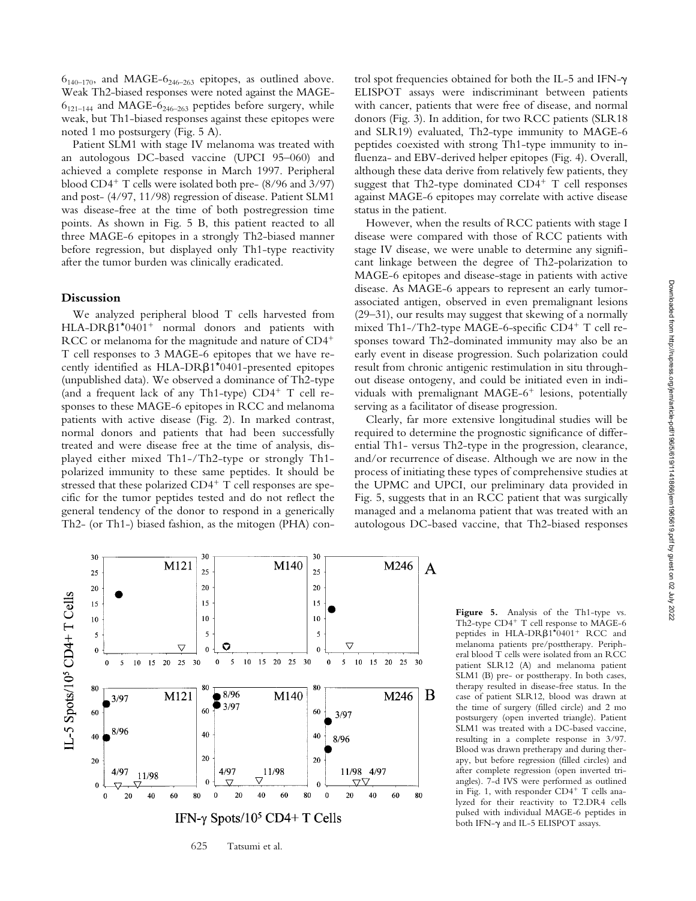$6_{140–170}$, and MAGE-$6_{246–263}$ epitopes, as outlined above. Weak Th2-biased responses were noted against the MAGE-$6_{121–144}$ and MAGE-$6_{246–263}$ peptides before surgery, while weak, but Th1-biased responses against these epitopes were noted 1 mo postsurgery (Fig. 5 A).

Patient SLM1 with stage IV melanoma was treated with an autologous DC-based vaccine (UPCI 95–060) and achieved a complete response in March 1997. Peripheral blood $CD4^+$ T cells were isolated both pre- (8/96 and 3/97) and post- (4/97, 11/98) regression of disease. Patient SLM1 was disease-free at the time of both postregression time points. As shown in Fig. 5 B, this patient reacted to all three MAGE-6 epitopes in a strongly Th2-biased manner before regression, but displayed only Th1-type reactivity after the tumor burden was clinically eradicated.

## Discussion

We analyzed peripheral blood T cells harvested from HLA-DRβ1*0401$^+$ normal donors and patients with RCC or melanoma for the magnitude and nature of $CD4^+$ T cell responses to 3 MAGE-6 epitopes that we have recently identified as HLA-DRβ1*0401-presented epitopes (unpublished data). We observed a dominance of Th2-type (and a frequent lack of any Th1-type) $CD4^+$ T cell responses to these MAGE-6 epitopes in RCC and melanoma patients with active disease (Fig. 2). In marked contrast, normal donors and patients that had been successfully treated and were disease free at the time of analysis, displayed either mixed Th1-/Th2-type or strongly Th1-polarized immunity to these same peptides. It should be stressed that these polarized $CD4^+$ T cell responses are specific for the tumor peptides tested and do not reflect the general tendency of the donor to respond in a generically Th2- (or Th1-) biased fashion, as the mitogen (PHA) control spot frequencies obtained for both the IL-5 and IFN-γ ELISPOT assays were indiscriminant between patients with cancer, patients that were free of disease, and normal donors (Fig. 3). In addition, for two RCC patients (SLR18 and SLR19) evaluated, Th2-type immunity to MAGE-6 peptides coexisted with strong Th1-type immunity to influenza- and EBV-derived helper epitopes (Fig. 4). Overall, although these data derive from relatively few patients, they suggest that Th2-type dominated $CD4^+$ T cell responses against MAGE-6 epitopes may correlate with active disease status in the patient.

However, when the results of RCC patients with stage I disease were compared with those of RCC patients with stage IV disease, we were unable to determine any significant linkage between the degree of Th2-polarization to MAGE-6 epitopes and disease-stage in patients with active disease. As MAGE-6 appears to represent an early tumor-associated antigen, observed in even premalignant lesions (29–31), our results may suggest that skewing of a normally mixed Th1-/Th2-type MAGE-6-specific $CD4^+$ T cell responses toward Th2-dominated immunity may also be an early event in disease progression. Such polarization could result from chronic antigenic restimulation in situ throughout disease ontogeny, and could be initiated even in individuals with premalignant MAGE-6$^+$ lesions, potentially serving as a facilitator of disease progression.

Clearly, far more extensive longitudinal studies will be required to determine the prognostic significance of differential Th1- versus Th2-type in the progression, clearance, and/or recurrence of disease. Although we are now in the process of initiating these types of comprehensive studies at the UPMC and UPCI, our preliminary data provided in Fig. 5, suggests that in an RCC patient that was surgically managed and a melanoma patient that was treated with an autologous DC-based vaccine, that Th2-biased responses

M121
M140
M246
A
B
3/97
8/96
4/97
11/98
8/96
3/97
4/97
11/98
3/97
8/96
11/98 4/97
IL-5 Spots/$10^5$ CD4+ T Cells
IFN-γ Spots/$10^5$ CD4+ T Cells

**Figure 5.** Analysis of the Th1-type vs. Th2-type $CD4^+$ T cell response to MAGE-6 peptides in HLA-DRβ1*0401$^+$ RCC and melanoma patients pre/posttherapy. Peripheral blood T cells were isolated from an RCC patient SLR12 (A) and melanoma patient SLM1 (B) pre- or posttherapy. In both cases, therapy resulted in disease-free status. In the case of patient SLR12, blood was drawn at the time of surgery (filled circle) and 2 mo postsurgery (open inverted triangle). Patient SLM1 was treated with a DC-based vaccine, resulting in a complete response in 3/97. Blood was drawn pretherapy and during therapy, but before regression (filled circles) and after complete regression (open inverted triangles). 7-d IVS were performed as outlined in Fig. 1, with responder $CD4^+$ T cells analyzed for their reactivity to T2.DR4 cells pulsed with individual MAGE-6 peptides in both IFN-γ and IL-5 ELISPOT assays.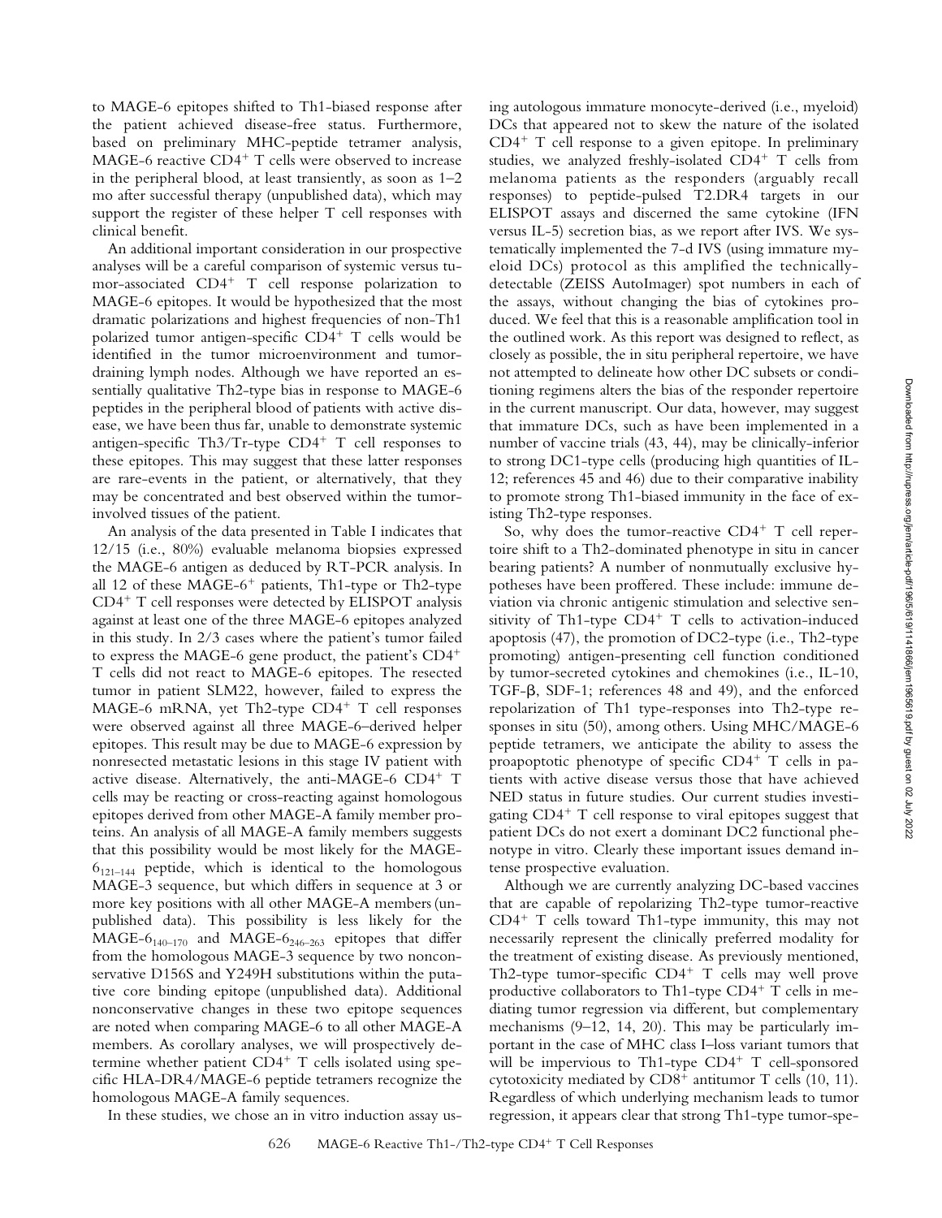to MAGE-6 epitopes shifted to Th1-biased response after the patient achieved disease-free status. Furthermore, based on preliminary MHC-peptide tetramer analysis, MAGE-6 reactive CD4+ T cells were observed to increase in the peripheral blood, at least transiently, as soon as 1–2 mo after successful therapy (unpublished data), which may support the register of these helper T cell responses with clinical benefit.

An additional important consideration in our prospective analyses will be a careful comparison of systemic versus tumor-associated CD4+ T cell response polarization to MAGE-6 epitopes. It would be hypothesized that the most dramatic polarizations and highest frequencies of non-Th1 polarized tumor antigen-specific CD4+ T cells would be identified in the tumor microenvironment and tumor-draining lymph nodes. Although we have reported an essentially qualitative Th2-type bias in response to MAGE-6 peptides in the peripheral blood of patients with active disease, we have been thus far, unable to demonstrate systemic antigen-specific Th3/Tr-type CD4+ T cell responses to these epitopes. This may suggest that these latter responses are rare-events in the patient, or alternatively, that they may be concentrated and best observed within the tumor-involved tissues of the patient.

An analysis of the data presented in Table I indicates that 12/15 (i.e., 80%) evaluable melanoma biopsies expressed the MAGE-6 antigen as deduced by RT-PCR analysis. In all 12 of these MAGE-6+ patients, Th1-type or Th2-type CD4+ T cell responses were detected by ELISPOT analysis against at least one of the three MAGE-6 epitopes analyzed in this study. In 2/3 cases where the patient's tumor failed to express the MAGE-6 gene product, the patient's CD4+ T cells did not react to MAGE-6 epitopes. The resected tumor in patient SLM22, however, failed to express the MAGE-6 mRNA, yet Th2-type CD4+ T cell responses were observed against all three MAGE-6–derived helper epitopes. This result may be due to MAGE-6 expression by nonresected metastatic lesions in this stage IV patient with active disease. Alternatively, the anti-MAGE-6 CD4+ T cells may be reacting or cross-reacting against homologous epitopes derived from other MAGE-A family member proteins. An analysis of all MAGE-A family members suggests that this possibility would be most likely for the MAGE-$6_{121-144}$ peptide, which is identical to the homologous MAGE-3 sequence, but which differs in sequence at 3 or more key positions with all other MAGE-A members (unpublished data). This possibility is less likely for the MAGE-$6_{140-170}$ and MAGE-$6_{246-263}$ epitopes that differ from the homologous MAGE-3 sequence by two nonconservative D156S and Y249H substitutions within the putative core binding epitope (unpublished data). Additional nonconservative changes in these two epitope sequences are noted when comparing MAGE-6 to all other MAGE-A members. As corollary analyses, we will prospectively determine whether patient CD4+ T cells isolated using specific HLA-DR4/MAGE-6 peptide tetramers recognize the homologous MAGE-A family sequences.

In these studies, we chose an in vitro induction assay using autologous immature monocyte-derived (i.e., myeloid) DCs that appeared not to skew the nature of the isolated CD4+ T cell response to a given epitope. In preliminary studies, we analyzed freshly-isolated CD4+ T cells from melanoma patients as the responders (arguably recall responses) to peptide-pulsed T2.DR4 targets in our ELISPOT assays and discerned the same cytokine (IFN versus IL-5) secretion bias, as we report after IVS. We systematically implemented the 7-d IVS (using immature myeloid DCs) protocol as this amplified the technically-detectable (ZEISS AutoImager) spot numbers in each of the assays, without changing the bias of cytokines produced. We feel that this is a reasonable amplification tool in the outlined work. As this report was designed to reflect, as closely as possible, the in situ peripheral repertoire, we have not attempted to delineate how other DC subsets or conditioning regimens alters the bias of the responder repertoire in the current manuscript. Our data, however, may suggest that immature DCs, such as have been implemented in a number of vaccine trials (43, 44), may be clinically-inferior to strong DC1-type cells (producing high quantities of IL-12; references 45 and 46) due to their comparative inability to promote strong Th1-biased immunity in the face of existing Th2-type responses.

So, why does the tumor-reactive CD4+ T cell repertoire shift to a Th2-dominated phenotype in situ in cancer bearing patients? A number of nonmutually exclusive hypotheses have been proffered. These include: immune deviation via chronic antigenic stimulation and selective sensitivity of Th1-type CD4+ T cells to activation-induced apoptosis (47), the promotion of DC2-type (i.e., Th2-type promoting) antigen-presenting cell function conditioned by tumor-secreted cytokines and chemokines (i.e., IL-10, TGF-β, SDF-1; references 48 and 49), and the enforced repolarization of Th1 type-responses into Th2-type responses in situ (50), among others. Using MHC/MAGE-6 peptide tetramers, we anticipate the ability to assess the proapoptotic phenotype of specific CD4+ T cells in patients with active disease versus those that have achieved NED status in future studies. Our current studies investigating CD4+ T cell response to viral epitopes suggest that patient DCs do not exert a dominant DC2 functional phenotype in vitro. Clearly these important issues demand intense prospective evaluation.

Although we are currently analyzing DC-based vaccines that are capable of repolarizing Th2-type tumor-reactive CD4+ T cells toward Th1-type immunity, this may not necessarily represent the clinically preferred modality for the treatment of existing disease. As previously mentioned, Th2-type tumor-specific CD4+ T cells may well prove productive collaborators to Th1-type CD4+ T cells in mediating tumor regression via different, but complementary mechanisms (9–12, 14, 20). This may be particularly important in the case of MHC class I–loss variant tumors that will be impervious to Th1-type CD4+ T cell-sponsored cytotoxicity mediated by CD8+ antitumor T cells (10, 11). Regardless of which underlying mechanism leads to tumor regression, it appears clear that strong Th1-type tumor-spe-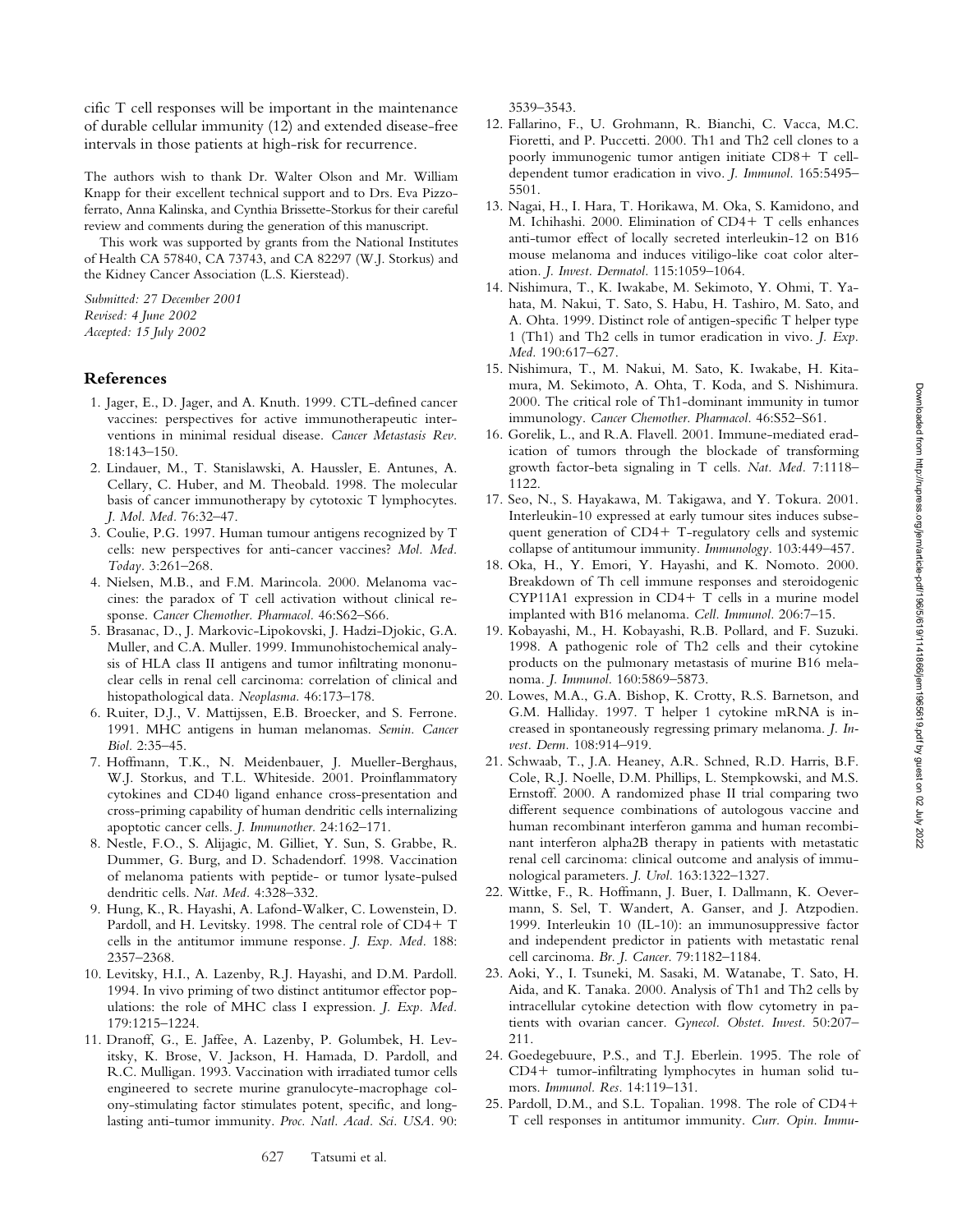cific T cell responses will be important in the maintenance of durable cellular immunity (12) and extended disease-free intervals in those patients at high-risk for recurrence.

The authors wish to thank Dr. Walter Olson and Mr. William Knapp for their excellent technical support and to Drs. Eva Pizzoferrato, Anna Kalinska, and Cynthia Brissette-Storkus for their careful review and comments during the generation of this manuscript.

This work was supported by grants from the National Institutes of Health CA 57840, CA 73743, and CA 82297 (W.J. Storkus) and the Kidney Cancer Association (L.S. Kierstead).

*Submitted: 27 December 2001*
*Revised: 4 June 2002*
*Accepted: 15 July 2002*

## References

1. Jager, E., D. Jager, and A. Knuth. 1999. CTL-defined cancer vaccines: perspectives for active immunotherapeutic interventions in minimal residual disease. *Cancer Metastasis Rev.* 18:143–150.
2. Lindauer, M., T. Stanislawski, A. Haussler, E. Antunes, A. Cellary, C. Huber, and M. Theobald. 1998. The molecular basis of cancer immunotherapy by cytotoxic T lymphocytes. *J. Mol. Med.* 76:32–47.
3. Coulie, P.G. 1997. Human tumour antigens recognized by T cells: new perspectives for anti-cancer vaccines? *Mol. Med. Today.* 3:261–268.
4. Nielsen, M.B., and F.M. Marincola. 2000. Melanoma vaccines: the paradox of T cell activation without clinical response. *Cancer Chemother. Pharmacol.* 46:S62–S66.
5. Brasanac, D., J. Markovic-Lipokovski, J. Hadzi-Djokic, G.A. Muller, and C.A. Muller. 1999. Immunohistochemical analysis of HLA class II antigens and tumor infiltrating mononuclear cells in renal cell carcinoma: correlation of clinical and histopathological data. *Neoplasma.* 46:173–178.
6. Ruiter, D.J., V. Mattijssen, E.B. Broecker, and S. Ferrone. 1991. MHC antigens in human melanomas. *Semin. Cancer Biol.* 2:35–45.
7. Hoffmann, T.K., N. Meidenbauer, J. Mueller-Berghaus, W.J. Storkus, and T.L. Whiteside. 2001. Proinflammatory cytokines and CD40 ligand enhance cross-presentation and cross-priming capability of human dendritic cells internalizing apoptotic cancer cells. *J. Immunother.* 24:162–171.
8. Nestle, F.O., S. Alijagic, M. Gilliet, Y. Sun, S. Grabbe, R. Dummer, G. Burg, and D. Schadendorf. 1998. Vaccination of melanoma patients with peptide- or tumor lysate-pulsed dendritic cells. *Nat. Med.* 4:328–332.
9. Hung, K., R. Hayashi, A. Lafond-Walker, C. Lowenstein, D. Pardoll, and H. Levitsky. 1998. The central role of CD4+ T cells in the antitumor immune response. *J. Exp. Med.* 188: 2357–2368.
10. Levitsky, H.I., A. Lazenby, R.J. Hayashi, and D.M. Pardoll. 1994. In vivo priming of two distinct antitumor effector populations: the role of MHC class I expression. *J. Exp. Med.* 179:1215–1224.
11. Dranoff, G., E. Jaffee, A. Lazenby, P. Golumbek, H. Levitsky, K. Brose, V. Jackson, H. Hamada, D. Pardoll, and R.C. Mulligan. 1993. Vaccination with irradiated tumor cells engineered to secrete murine granulocyte-macrophage colony-stimulating factor stimulates potent, specific, and long-lasting anti-tumor immunity. *Proc. Natl. Acad. Sci. USA.* 90: 3539–3543.
12. Fallarino, F., U. Grohmann, R. Bianchi, C. Vacca, M.C. Fioretti, and P. Puccetti. 2000. Th1 and Th2 cell clones to a poorly immunogenic tumor antigen initiate CD8+ T cell-dependent tumor eradication in vivo. *J. Immunol.* 165:5495–5501.
13. Nagai, H., I. Hara, T. Horikawa, M. Oka, S. Kamidono, and M. Ichihashi. 2000. Elimination of CD4+ T cells enhances anti-tumor effect of locally secreted interleukin-12 on B16 mouse melanoma and induces vitiligo-like coat color alteration. *J. Invest. Dermatol.* 115:1059–1064.
14. Nishimura, T., K. Iwakabe, M. Sekimoto, Y. Ohmi, T. Yahata, M. Nakui, T. Sato, S. Habu, H. Tashiro, M. Sato, and A. Ohta. 1999. Distinct role of antigen-specific T helper type 1 (Th1) and Th2 cells in tumor eradication in vivo. *J. Exp. Med.* 190:617–627.
15. Nishimura, T., M. Nakui, M. Sato, K. Iwakabe, H. Kitamura, M. Sekimoto, A. Ohta, T. Koda, and S. Nishimura. 2000. The critical role of Th1-dominant immunity in tumor immunology. *Cancer Chemother. Pharmacol.* 46:S52–S61.
16. Gorelik, L., and R.A. Flavell. 2001. Immune-mediated eradication of tumors through the blockade of transforming growth factor-beta signaling in T cells. *Nat. Med.* 7:1118–1122.
17. Seo, N., S. Hayakawa, M. Takigawa, and Y. Tokura. 2001. Interleukin-10 expressed at early tumour sites induces subsequent generation of CD4+ T-regulatory cells and systemic collapse of antitumour immunity. *Immunology.* 103:449–457.
18. Oka, H., Y. Emori, Y. Hayashi, and K. Nomoto. 2000. Breakdown of Th cell immune responses and steroidogenic CYP11A1 expression in CD4+ T cells in a murine model implanted with B16 melanoma. *Cell. Immunol.* 206:7–15.
19. Kobayashi, M., H. Kobayashi, R.B. Pollard, and F. Suzuki. 1998. A pathogenic role of Th2 cells and their cytokine products on the pulmonary metastasis of murine B16 melanoma. *J. Immunol.* 160:5869–5873.
20. Lowes, M.A., G.A. Bishop, K. Crotty, R.S. Barnetson, and G.M. Halliday. 1997. T helper 1 cytokine mRNA is increased in spontaneously regressing primary melanoma. *J. Invest. Derm.* 108:914–919.
21. Schwaab, T., J.A. Heaney, A.R. Schned, R.D. Harris, B.F. Cole, R.J. Noelle, D.M. Phillips, L. Stempkowski, and M.S. Ernstoff. 2000. A randomized phase II trial comparing two different sequence combinations of autologous vaccine and human recombinant interferon gamma and human recombinant interferon alpha2B therapy in patients with metastatic renal cell carcinoma: clinical outcome and analysis of immunological parameters. *J. Urol.* 163:1322–1327.
22. Wittke, F., R. Hoffmann, J. Buer, I. Dallmann, K. Oevermann, S. Sel, T. Wandert, A. Ganser, and J. Atzpodien. 1999. Interleukin 10 (IL-10): an immunosuppressive factor and independent predictor in patients with metastatic renal cell carcinoma. *Br. J. Cancer.* 79:1182–1184.
23. Aoki, Y., I. Tsuneki, M. Sasaki, M. Watanabe, T. Sato, H. Aida, and K. Tanaka. 2000. Analysis of Th1 and Th2 cells by intracellular cytokine detection with flow cytometry in patients with ovarian cancer. *Gynecol. Obstet. Invest.* 50:207–211.
24. Goedegebuure, P.S., and T.J. Eberlein. 1995. The role of CD4+ tumor-infiltrating lymphocytes in human solid tumors. *Immunol. Res.* 14:119–131.
25. Pardoll, D.M., and S.L. Topalian. 1998. The role of CD4+ T cell responses in antitumor immunity. *Curr. Opin. Immu-*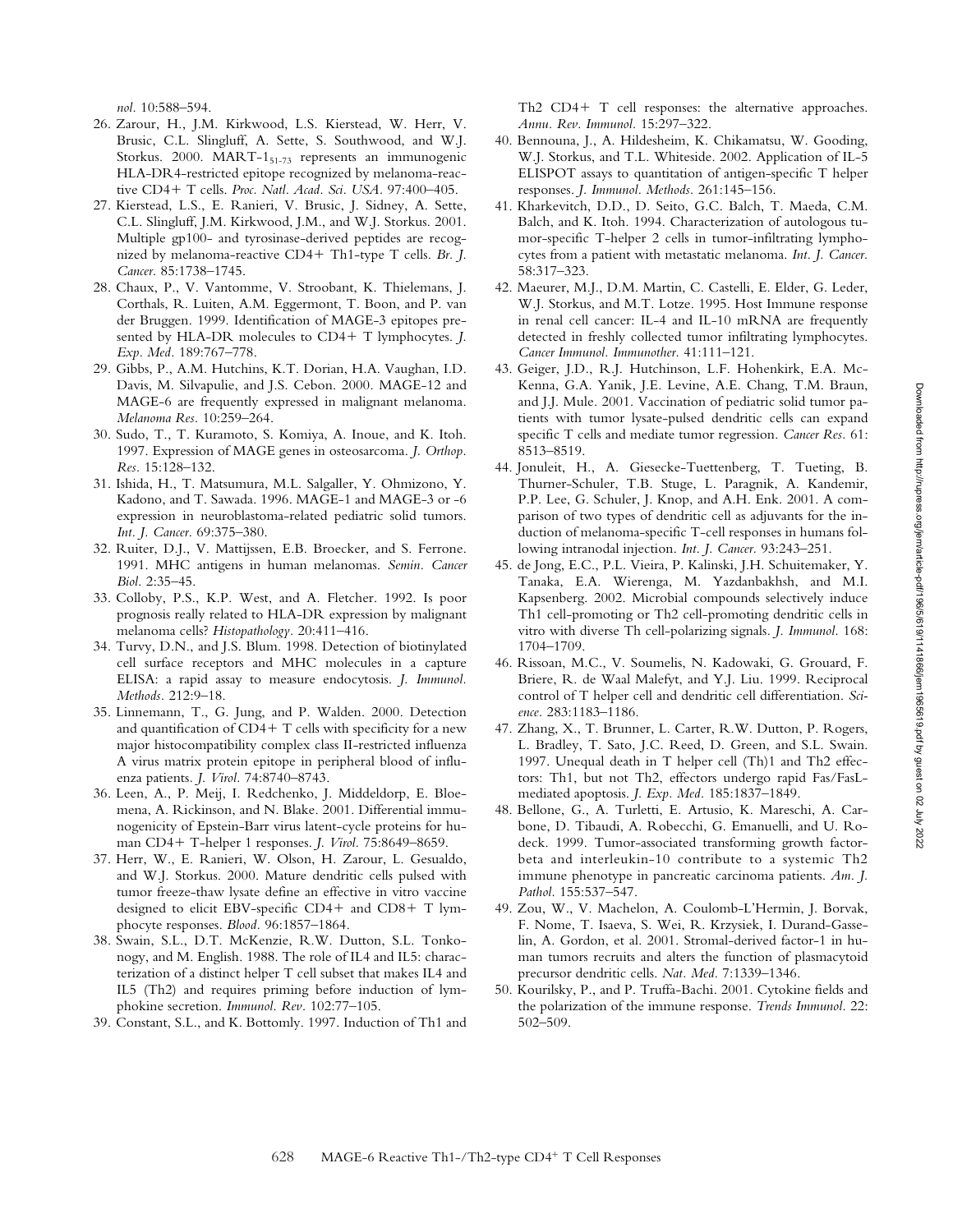*nol.* 10:588–594.

26. Zarour, H., J.M. Kirkwood, L.S. Kierstead, W. Herr, V. Brusic, C.L. Slingluff, A. Sette, S. Southwood, and W.J. Storkus. 2000. MART-$1_{51-73}$ represents an immunogenic HLA-DR4-restricted epitope recognized by melanoma-reactive CD4+ T cells. *Proc. Natl. Acad. Sci. USA.* 97:400–405.
27. Kierstead, L.S., E. Ranieri, V. Brusic, J. Sidney, A. Sette, C.L. Slingluff, J.M. Kirkwood, J.M., and W.J. Storkus. 2001. Multiple gp100- and tyrosinase-derived peptides are recognized by melanoma-reactive CD4+ Th1-type T cells. *Br. J. Cancer.* 85:1738–1745.
28. Chaux, P., V. Vantomme, V. Stroobant, K. Thielemans, J. Corthals, R. Luiten, A.M. Eggermont, T. Boon, and P. van der Bruggen. 1999. Identification of MAGE-3 epitopes presented by HLA-DR molecules to CD4+ T lymphocytes. *J. Exp. Med.* 189:767–778.
29. Gibbs, P., A.M. Hutchins, K.T. Dorian, H.A. Vaughan, I.D. Davis, M. Silvapulie, and J.S. Cebon. 2000. MAGE-12 and MAGE-6 are frequently expressed in malignant melanoma. *Melanoma Res.* 10:259–264.
30. Sudo, T., T. Kuramoto, S. Komiya, A. Inoue, and K. Itoh. 1997. Expression of MAGE genes in osteosarcoma. *J. Orthop. Res.* 15:128–132.
31. Ishida, H., T. Matsumura, M.L. Salgaller, Y. Ohmizono, Y. Kadono, and T. Sawada. 1996. MAGE-1 and MAGE-3 or -6 expression in neuroblastoma-related pediatric solid tumors. *Int. J. Cancer.* 69:375–380.
32. Ruiter, D.J., V. Mattijssen, E.B. Broecker, and S. Ferrone. 1991. MHC antigens in human melanomas. *Semin. Cancer Biol.* 2:35–45.
33. Colloby, P.S., K.P. West, and A. Fletcher. 1992. Is poor prognosis really related to HLA-DR expression by malignant melanoma cells? *Histopathology.* 20:411–416.
34. Turvy, D.N., and J.S. Blum. 1998. Detection of biotinylated cell surface receptors and MHC molecules in a capture ELISA: a rapid assay to measure endocytosis. *J. Immunol. Methods.* 212:9–18.
35. Linnemann, T., G. Jung, and P. Walden. 2000. Detection and quantification of CD4+ T cells with specificity for a new major histocompatibility complex class II-restricted influenza A virus matrix protein epitope in peripheral blood of influenza patients. *J. Virol.* 74:8740–8743.
36. Leen, A., P. Meij, I. Redchenko, J. Middeldorp, E. Bloemena, A. Rickinson, and N. Blake. 2001. Differential immunogenicity of Epstein-Barr virus latent-cycle proteins for human CD4+ T-helper 1 responses. *J. Virol.* 75:8649–8659.
37. Herr, W., E. Ranieri, W. Olson, H. Zarour, L. Gesualdo, and W.J. Storkus. 2000. Mature dendritic cells pulsed with tumor freeze-thaw lysate define an effective in vitro vaccine designed to elicit EBV-specific CD4+ and CD8+ T lymphocyte responses. *Blood.* 96:1857–1864.
38. Swain, S.L., D.T. McKenzie, R.W. Dutton, S.L. Tonkonogy, and M. English. 1988. The role of IL4 and IL5: characterization of a distinct helper T cell subset that makes IL4 and IL5 (Th2) and requires priming before induction of lymphokine secretion. *Immunol. Rev.* 102:77–105.
39. Constant, S.L., and K. Bottomly. 1997. Induction of Th1 and Th2 CD4+ T cell responses: the alternative approaches. *Annu. Rev. Immunol.* 15:297–322.
40. Bennouna, J., A. Hildesheim, K. Chikamatsu, W. Gooding, W.J. Storkus, and T.L. Whiteside. 2002. Application of IL-5 ELISPOT assays to quantitation of antigen-specific T helper responses. *J. Immunol. Methods.* 261:145–156.
41. Kharkevitch, D.D., D. Seito, G.C. Balch, T. Maeda, C.M. Balch, and K. Itoh. 1994. Characterization of autologous tumor-specific T-helper 2 cells in tumor-infiltrating lymphocytes from a patient with metastatic melanoma. *Int. J. Cancer.* 58:317–323.
42. Maeurer, M.J., D.M. Martin, C. Castelli, E. Elder, G. Leder, W.J. Storkus, and M.T. Lotze. 1995. Host Immune response in renal cell cancer: IL-4 and IL-10 mRNA are frequently detected in freshly collected tumor infiltrating lymphocytes. *Cancer Immunol. Immunother.* 41:111–121.
43. Geiger, J.D., R.J. Hutchinson, L.F. Hohenkirk, E.A. McKenna, G.A. Yanik, J.E. Levine, A.E. Chang, T.M. Braun, and J.J. Mule. 2001. Vaccination of pediatric solid tumor patients with tumor lysate-pulsed dendritic cells can expand specific T cells and mediate tumor regression. *Cancer Res.* 61:8513–8519.
44. Jonuleit, H., A. Giesecke-Tuettenberg, T. Tueting, B. Thurner-Schuler, T.B. Stuge, L. Paragnik, A. Kandemir, P.P. Lee, G. Schuler, J. Knop, and A.H. Enk. 2001. A comparison of two types of dendritic cell as adjuvants for the induction of melanoma-specific T-cell responses in humans following intranodal injection. *Int. J. Cancer.* 93:243–251.
45. de Jong, E.C., P.L. Vieira, P. Kalinski, J.H. Schuitemaker, Y. Tanaka, E.A. Wierenga, M. Yazdanbakhsh, and M.I. Kapsenberg. 2002. Microbial compounds selectively induce Th1 cell-promoting or Th2 cell-promoting dendritic cells in vitro with diverse Th cell-polarizing signals. *J. Immunol.* 168:1704–1709.
46. Rissoan, M.C., V. Soumelis, N. Kadowaki, G. Grouard, F. Briere, R. de Waal Malefyt, and Y.J. Liu. 1999. Reciprocal control of T helper cell and dendritic cell differentiation. *Science.* 283:1183–1186.
47. Zhang, X., T. Brunner, L. Carter, R.W. Dutton, P. Rogers, L. Bradley, T. Sato, J.C. Reed, D. Green, and S.L. Swain. 1997. Unequal death in T helper cell (Th)1 and Th2 effectors: Th1, but not Th2, effectors undergo rapid Fas/FasL-mediated apoptosis. *J. Exp. Med.* 185:1837–1849.
48. Bellone, G., A. Turletti, E. Artusio, K. Mareschi, A. Carbone, D. Tibaudi, A. Robecchi, G. Emanuelli, and U. Rodeck. 1999. Tumor-associated transforming growth factor-beta and interleukin-10 contribute to a systemic Th2 immune phenotype in pancreatic carcinoma patients. *Am. J. Pathol.* 155:537–547.
49. Zou, W., V. Machelon, A. Coulomb-L'Hermin, J. Borvak, F. Nome, T. Isaeva, S. Wei, R. Krzysiek, I. Durand-Gasselin, A. Gordon, et al. 2001. Stromal-derived factor-1 in human tumors recruits and alters the function of plasmacytoid precursor dendritic cells. *Nat. Med.* 7:1339–1346.
50. Kourilsky, P., and P. Truffa-Bachi. 2001. Cytokine fields and the polarization of the immune response. *Trends Immunol.* 22:502–509.